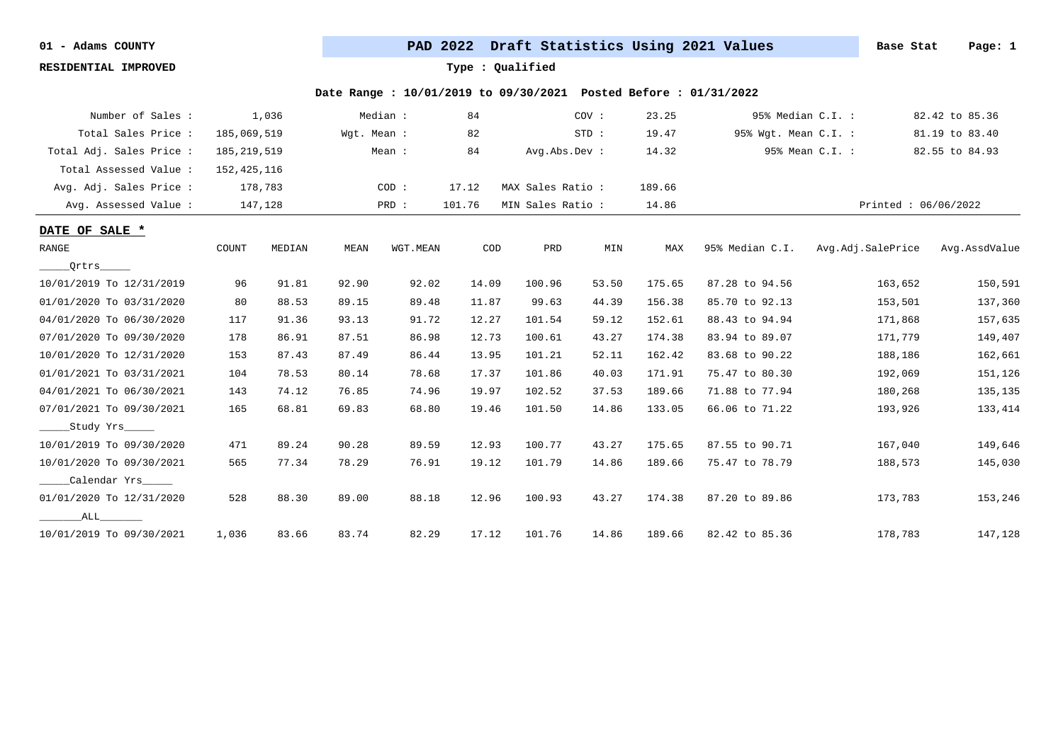**01 - Adams COUNTY** | **PAD 2022 Draft Statistics Using 2021 Values** | **Base Stat**

**RESIDENTIAL IMPROVED**

**Type : Qualified**

**Date Range : 10/01/2019 to 09/30/2021 Posted Before : 01/31/2022**

| | | | | | | | |
|---|---|---|---|---|---|---|---|
| Number of Sales : | 1,036 | Median : | 84 | COV : | 23.25 | 95% Median C.I. : | 82.42 to 85.36 |
| Total Sales Price : | 185,069,519 | Wgt. Mean : | 82 | STD : | 19.47 | 95% Wgt. Mean C.I. : | 81.19 to 83.40 |
| Total Adj. Sales Price : | 185,219,519 | Mean : | 84 | Avg.Abs.Dev : | 14.32 | 95% Mean C.I. : | 82.55 to 84.93 |
| Total Assessed Value : | 152,425,116 | | | | | | |
| Avg. Adj. Sales Price : | 178,783 | COD : | 17.12 | MAX Sales Ratio : | 189.66 | | |
| Avg. Assessed Value : | 147,128 | PRD : | 101.76 | MIN Sales Ratio : | 14.86 | | Printed : 06/06/2022 |

**DATE OF SALE ***

| RANGE | COUNT | MEDIAN | MEAN | WGT.MEAN | COD | PRD | MIN | MAX | 95% Median C.I. | Avg.Adj.SalePrice | Avg.AssdValue |
|---|---|---|---|---|---|---|---|---|---|---|---|
| _____Qrtrs_____ | | | | | | | | | | | |
| 10/01/2019 To 12/31/2019 | 96 | 91.81 | 92.90 | 92.02 | 14.09 | 100.96 | 53.50 | 175.65 | 87.28 to 94.56 | 163,652 | 150,591 |
| 01/01/2020 To 03/31/2020 | 80 | 88.53 | 89.15 | 89.48 | 11.87 | 99.63 | 44.39 | 156.38 | 85.70 to 92.13 | 153,501 | 137,360 |
| 04/01/2020 To 06/30/2020 | 117 | 91.36 | 93.13 | 91.72 | 12.27 | 101.54 | 59.12 | 152.61 | 88.43 to 94.94 | 171,868 | 157,635 |
| 07/01/2020 To 09/30/2020 | 178 | 86.91 | 87.51 | 86.98 | 12.73 | 100.61 | 43.27 | 174.38 | 83.94 to 89.07 | 171,779 | 149,407 |
| 10/01/2020 To 12/31/2020 | 153 | 87.43 | 87.49 | 86.44 | 13.95 | 101.21 | 52.11 | 162.42 | 83.68 to 90.22 | 188,186 | 162,661 |
| 01/01/2021 To 03/31/2021 | 104 | 78.53 | 80.14 | 78.68 | 17.37 | 101.86 | 40.03 | 171.91 | 75.47 to 80.30 | 192,069 | 151,126 |
| 04/01/2021 To 06/30/2021 | 143 | 74.12 | 76.85 | 74.96 | 19.97 | 102.52 | 37.53 | 189.66 | 71.88 to 77.94 | 180,268 | 135,135 |
| 07/01/2021 To 09/30/2021 | 165 | 68.81 | 69.83 | 68.80 | 19.46 | 101.50 | 14.86 | 133.05 | 66.06 to 71.22 | 193,926 | 133,414 |
| _____Study Yrs_____ | | | | | | | | | | | |
| 10/01/2019 To 09/30/2020 | 471 | 89.24 | 90.28 | 89.59 | 12.93 | 100.77 | 43.27 | 175.65 | 87.55 to 90.71 | 167,040 | 149,646 |
| 10/01/2020 To 09/30/2021 | 565 | 77.34 | 78.29 | 76.91 | 19.12 | 101.79 | 14.86 | 189.66 | 75.47 to 78.79 | 188,573 | 145,030 |
| _____Calendar Yrs_____ | | | | | | | | | | | |
| 01/01/2020 To 12/31/2020 | 528 | 88.30 | 89.00 | 88.18 | 12.96 | 100.93 | 43.27 | 174.38 | 87.20 to 89.86 | 173,783 | 153,246 |
| _______ALL_______ | | | | | | | | | | | |
| 10/01/2019 To 09/30/2021 | 1,036 | 83.66 | 83.74 | 82.29 | 17.12 | 101.76 | 14.86 | 189.66 | 82.42 to 85.36 | 178,783 | 147,128 |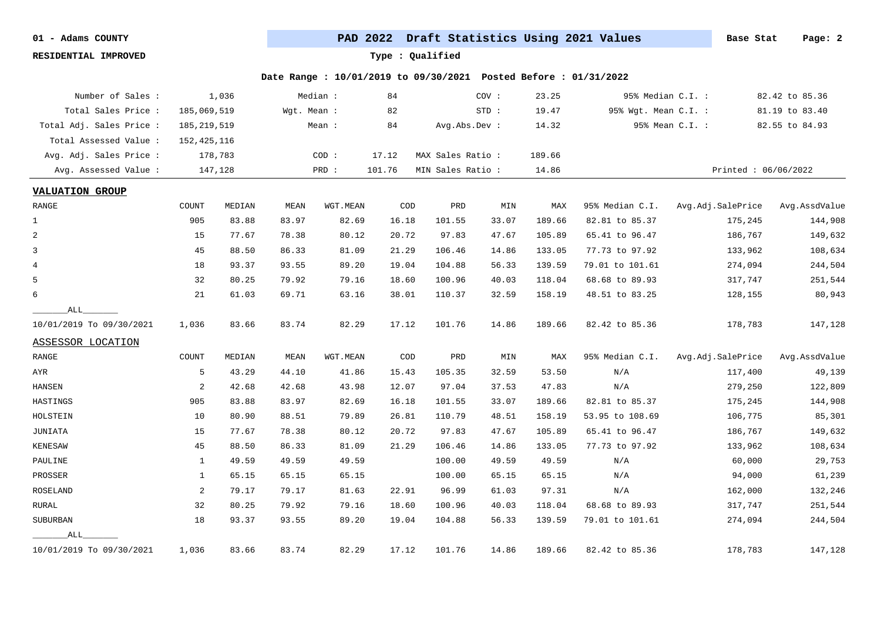01 - Adams COUNTY

**PAD 2022 Draft Statistics Using 2021 Values**

Base Stat

RESIDENTIAL IMPROVED

Type : Qualified

Date Range : 10/01/2019 to 09/30/2021 Posted Before : 01/31/2022

| | | | | | | | |
|---|---|---|---|---|---|---|---|
| Number of Sales : | 1,036 | Median : | 84 | COV : | 23.25 | 95% Median C.I. : | 82.42 to 85.36 |
| Total Sales Price : | 185,069,519 | Wgt. Mean : | 82 | STD : | 19.47 | 95% Wgt. Mean C.I. : | 81.19 to 83.40 |
| Total Adj. Sales Price : | 185,219,519 | Mean : | 84 | Avg.Abs.Dev : | 14.32 | 95% Mean C.I. : | 82.55 to 84.93 |
| Total Assessed Value : | 152,425,116 | | | | | | |
| Avg. Adj. Sales Price : | 178,783 | COD : | 17.12 | MAX Sales Ratio : | 189.66 | | |
| Avg. Assessed Value : | 147,128 | PRD : | 101.76 | MIN Sales Ratio : | 14.86 | | Printed : 06/06/2022 |

## VALUATION GROUP

| RANGE | COUNT | MEDIAN | MEAN | WGT.MEAN | COD | PRD | MIN | MAX | 95% Median C.I. | Avg.Adj.SalePrice | Avg.AssdValue |
|---|---|---|---|---|---|---|---|---|---|---|---|
| 1 | 905 | 83.88 | 83.97 | 82.69 | 16.18 | 101.55 | 33.07 | 189.66 | 82.81 to 85.37 | 175,245 | 144,908 |
| 2 | 15 | 77.67 | 78.38 | 80.12 | 20.72 | 97.83 | 47.67 | 105.89 | 65.41 to 96.47 | 186,767 | 149,632 |
| 3 | 45 | 88.50 | 86.33 | 81.09 | 21.29 | 106.46 | 14.86 | 133.05 | 77.73 to 97.92 | 133,962 | 108,634 |
| 4 | 18 | 93.37 | 93.55 | 89.20 | 19.04 | 104.88 | 56.33 | 139.59 | 79.01 to 101.61 | 274,094 | 244,504 |
| 5 | 32 | 80.25 | 79.92 | 79.16 | 18.60 | 100.96 | 40.03 | 118.04 | 68.68 to 89.93 | 317,747 | 251,544 |
| 6 | 21 | 61.03 | 69.71 | 63.16 | 38.01 | 110.37 | 32.59 | 158.19 | 48.51 to 83.25 | 128,155 | 80,943 |
| ALL | | | | | | | | | | | |
| 10/01/2019 To 09/30/2021 | 1,036 | 83.66 | 83.74 | 82.29 | 17.12 | 101.76 | 14.86 | 189.66 | 82.42 to 85.36 | 178,783 | 147,128 |

## ASSESSOR LOCATION

| RANGE | COUNT | MEDIAN | MEAN | WGT.MEAN | COD | PRD | MIN | MAX | 95% Median C.I. | Avg.Adj.SalePrice | Avg.AssdValue |
|---|---|---|---|---|---|---|---|---|---|---|---|
| AYR | 5 | 43.29 | 44.10 | 41.86 | 15.43 | 105.35 | 32.59 | 53.50 | N/A | 117,400 | 49,139 |
| HANSEN | 2 | 42.68 | 42.68 | 43.98 | 12.07 | 97.04 | 37.53 | 47.83 | N/A | 279,250 | 122,809 |
| HASTINGS | 905 | 83.88 | 83.97 | 82.69 | 16.18 | 101.55 | 33.07 | 189.66 | 82.81 to 85.37 | 175,245 | 144,908 |
| HOLSTEIN | 10 | 80.90 | 88.51 | 79.89 | 26.81 | 110.79 | 48.51 | 158.19 | 53.95 to 108.69 | 106,775 | 85,301 |
| JUNIATA | 15 | 77.67 | 78.38 | 80.12 | 20.72 | 97.83 | 47.67 | 105.89 | 65.41 to 96.47 | 186,767 | 149,632 |
| KENESAW | 45 | 88.50 | 86.33 | 81.09 | 21.29 | 106.46 | 14.86 | 133.05 | 77.73 to 97.92 | 133,962 | 108,634 |
| PAULINE | 1 | 49.59 | 49.59 | 49.59 | | 100.00 | 49.59 | 49.59 | N/A | 60,000 | 29,753 |
| PROSSER | 1 | 65.15 | 65.15 | 65.15 | | 100.00 | 65.15 | 65.15 | N/A | 94,000 | 61,239 |
| ROSELAND | 2 | 79.17 | 79.17 | 81.63 | 22.91 | 96.99 | 61.03 | 97.31 | N/A | 162,000 | 132,246 |
| RURAL | 32 | 80.25 | 79.92 | 79.16 | 18.60 | 100.96 | 40.03 | 118.04 | 68.68 to 89.93 | 317,747 | 251,544 |
| SUBURBAN | 18 | 93.37 | 93.55 | 89.20 | 19.04 | 104.88 | 56.33 | 139.59 | 79.01 to 101.61 | 274,094 | 244,504 |
| ALL | | | | | | | | | | | |
| 10/01/2019 To 09/30/2021 | 1,036 | 83.66 | 83.74 | 82.29 | 17.12 | 101.76 | 14.86 | 189.66 | 82.42 to 85.36 | 178,783 | 147,128 |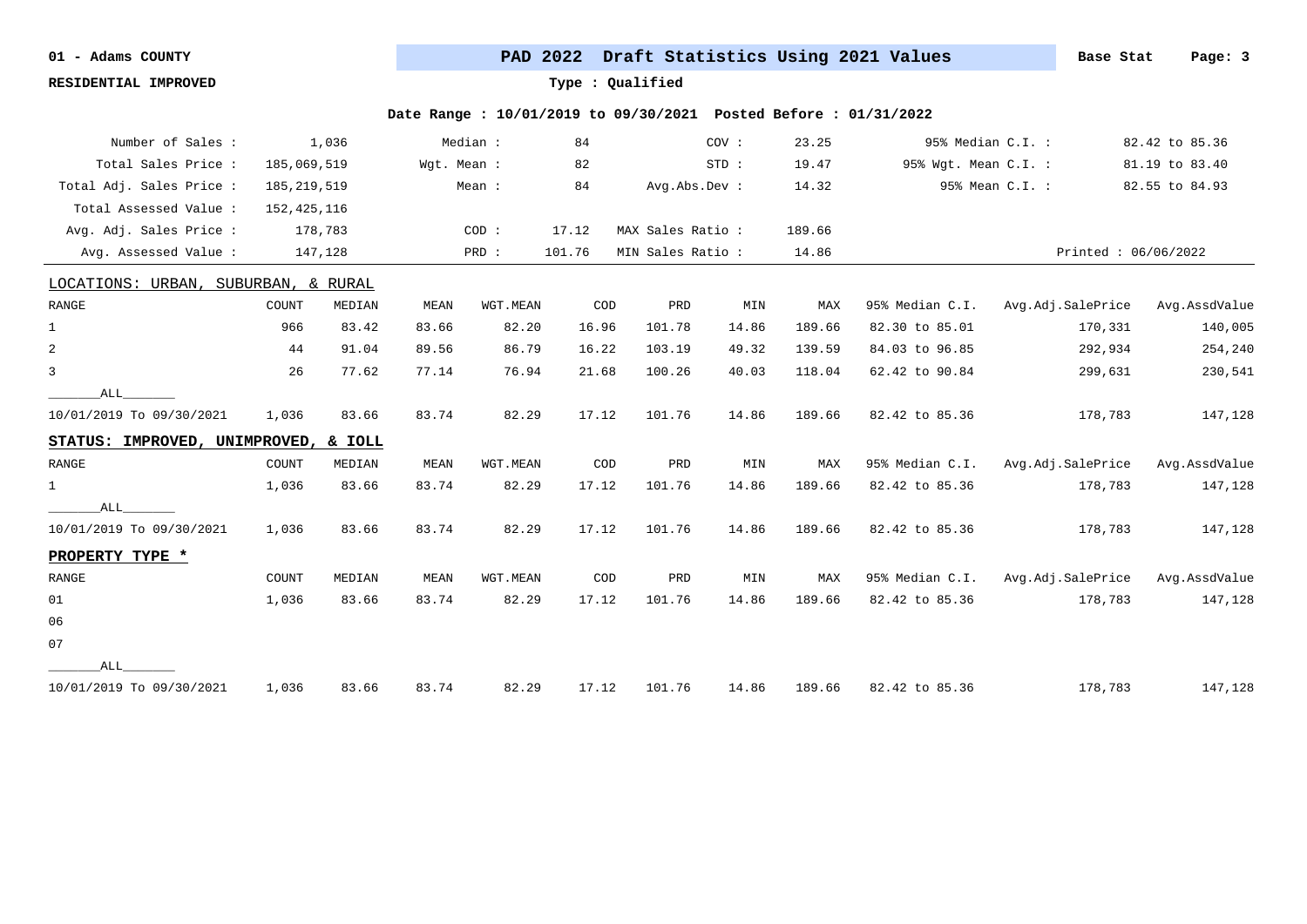01 - Adams COUNTY

**PAD 2022 Draft Statistics Using 2021 Values**

Base Stat

RESIDENTIAL IMPROVED

Type : Qualified

**Date Range : 10/01/2019 to 09/30/2021 Posted Before : 01/31/2022**

| | | | | | | | |
|---|---|---|---|---|---|---|---|
| Number of Sales : | 1,036 | Median : | 84 | COV : | 23.25 | 95% Median C.I. : | 82.42 to 85.36 |
| Total Sales Price : | 185,069,519 | Wgt. Mean : | 82 | STD : | 19.47 | 95% Wgt. Mean C.I. : | 81.19 to 83.40 |
| Total Adj. Sales Price : | 185,219,519 | Mean : | 84 | Avg.Abs.Dev : | 14.32 | 95% Mean C.I. : | 82.55 to 84.93 |
| Total Assessed Value : | 152,425,116 | | | | | | |
| Avg. Adj. Sales Price : | 178,783 | COD : | 17.12 | MAX Sales Ratio : | 189.66 | | |
| Avg. Assessed Value : | 147,128 | PRD : | 101.76 | MIN Sales Ratio : | 14.86 | Printed : 06/06/2022 | |

LOCATIONS: URBAN, SUBURBAN, & RURAL

| RANGE | COUNT | MEDIAN | MEAN | WGT.MEAN | COD | PRD | MIN | MAX | 95% Median C.I. | Avg.Adj.SalePrice | Avg.AssdValue |
|---|---|---|---|---|---|---|---|---|---|---|---|
| 1 | 966 | 83.42 | 83.66 | 82.20 | 16.96 | 101.78 | 14.86 | 189.66 | 82.30 to 85.01 | 170,331 | 140,005 |
| 2 | 44 | 91.04 | 89.56 | 86.79 | 16.22 | 103.19 | 49.32 | 139.59 | 84.03 to 96.85 | 292,934 | 254,240 |
| 3 | 26 | 77.62 | 77.14 | 76.94 | 21.68 | 100.26 | 40.03 | 118.04 | 62.42 to 90.84 | 299,631 | 230,541 |
| _______ALL_______ | | | | | | | | | | | |
| 10/01/2019 To 09/30/2021 | 1,036 | 83.66 | 83.74 | 82.29 | 17.12 | 101.76 | 14.86 | 189.66 | 82.42 to 85.36 | 178,783 | 147,128 |

**STATUS: IMPROVED, UNIMPROVED, & IOLL**

| RANGE | COUNT | MEDIAN | MEAN | WGT.MEAN | COD | PRD | MIN | MAX | 95% Median C.I. | Avg.Adj.SalePrice | Avg.AssdValue |
|---|---|---|---|---|---|---|---|---|---|---|---|
| 1 | 1,036 | 83.66 | 83.74 | 82.29 | 17.12 | 101.76 | 14.86 | 189.66 | 82.42 to 85.36 | 178,783 | 147,128 |
| _______ALL_______ | | | | | | | | | | | |
| 10/01/2019 To 09/30/2021 | 1,036 | 83.66 | 83.74 | 82.29 | 17.12 | 101.76 | 14.86 | 189.66 | 82.42 to 85.36 | 178,783 | 147,128 |

**PROPERTY TYPE ***

| RANGE | COUNT | MEDIAN | MEAN | WGT.MEAN | COD | PRD | MIN | MAX | 95% Median C.I. | Avg.Adj.SalePrice | Avg.AssdValue |
|---|---|---|---|---|---|---|---|---|---|---|---|
| 01 | 1,036 | 83.66 | 83.74 | 82.29 | 17.12 | 101.76 | 14.86 | 189.66 | 82.42 to 85.36 | 178,783 | 147,128 |
| 06 | | | | | | | | | | | |
| 07 | | | | | | | | | | | |
| _______ALL_______ | | | | | | | | | | | |
| 10/01/2019 To 09/30/2021 | 1,036 | 83.66 | 83.74 | 82.29 | 17.12 | 101.76 | 14.86 | 189.66 | 82.42 to 85.36 | 178,783 | 147,128 |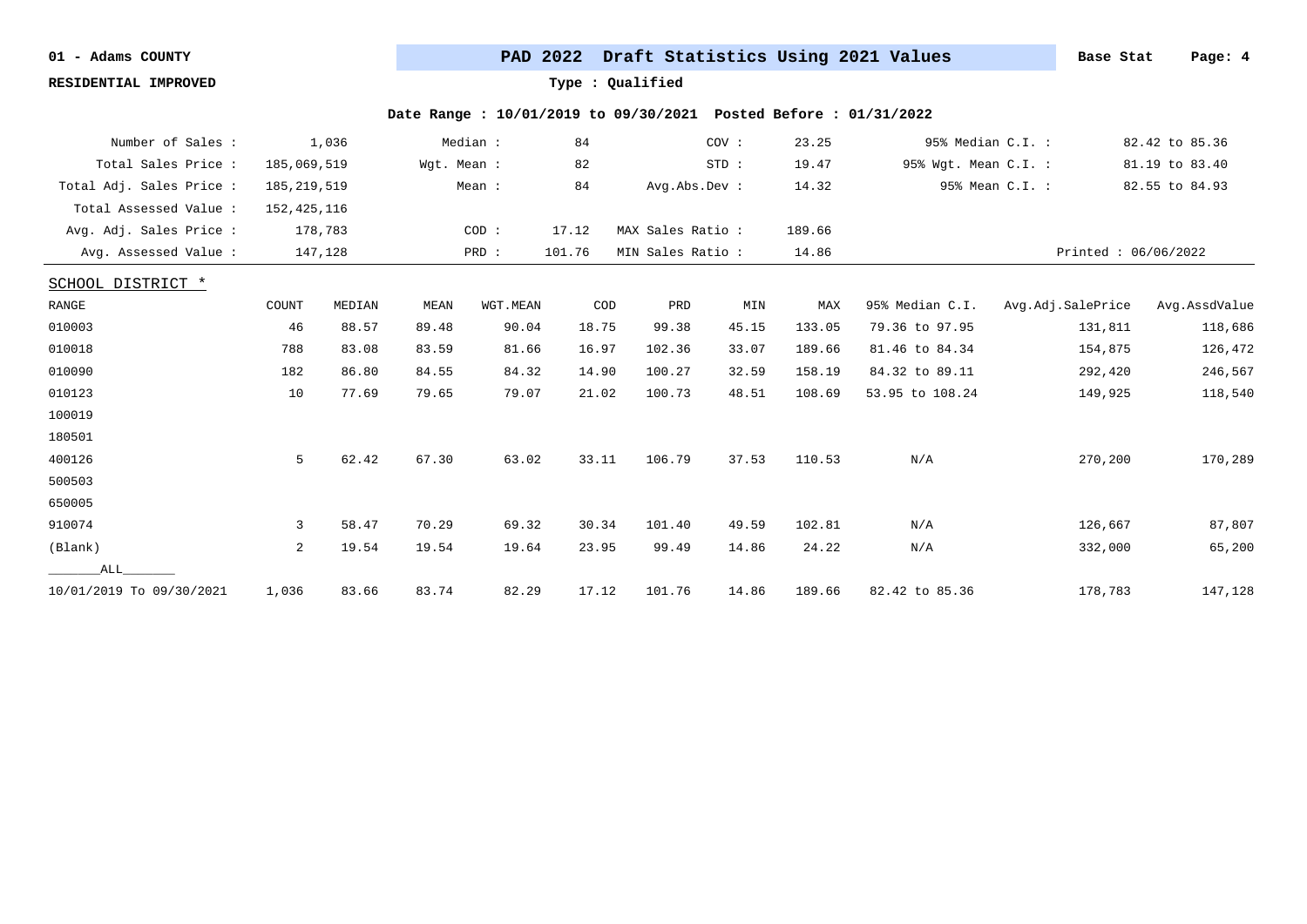**01 - Adams COUNTY**

**RESIDENTIAL IMPROVED**

## PAD 2022 Draft Statistics Using 2021 Values

**Base Stat**

**Type : Qualified**

**Date Range : 10/01/2019 to 09/30/2021 Posted Before : 01/31/2022**

| | | | | | | | |
|---|---|---|---|---|---|---|---|
| Number of Sales : | 1,036 | Median : | 84 | COV : | 23.25 | 95% Median C.I. : | 82.42 to 85.36 |
| Total Sales Price : | 185,069,519 | Wgt. Mean : | 82 | STD : | 19.47 | 95% Wgt. Mean C.I. : | 81.19 to 83.40 |
| Total Adj. Sales Price : | 185,219,519 | Mean : | 84 | Avg.Abs.Dev : | 14.32 | 95% Mean C.I. : | 82.55 to 84.93 |
| Total Assessed Value : | 152,425,116 | | | | | | |
| Avg. Adj. Sales Price : | 178,783 | COD : | 17.12 | MAX Sales Ratio : | 189.66 | | |
| Avg. Assessed Value : | 147,128 | PRD : | 101.76 | MIN Sales Ratio : | 14.86 | | Printed : 06/06/2022 |

SCHOOL DISTRICT *

| RANGE | COUNT | MEDIAN | MEAN | WGT.MEAN | COD | PRD | MIN | MAX | 95% Median C.I. | Avg.Adj.SalePrice | Avg.AssdValue |
|---|---|---|---|---|---|---|---|---|---|---|---|
| 010003 | 46 | 88.57 | 89.48 | 90.04 | 18.75 | 99.38 | 45.15 | 133.05 | 79.36 to 97.95 | 131,811 | 118,686 |
| 010018 | 788 | 83.08 | 83.59 | 81.66 | 16.97 | 102.36 | 33.07 | 189.66 | 81.46 to 84.34 | 154,875 | 126,472 |
| 010090 | 182 | 86.80 | 84.55 | 84.32 | 14.90 | 100.27 | 32.59 | 158.19 | 84.32 to 89.11 | 292,420 | 246,567 |
| 010123 | 10 | 77.69 | 79.65 | 79.07 | 21.02 | 100.73 | 48.51 | 108.69 | 53.95 to 108.24 | 149,925 | 118,540 |
| 100019 | | | | | | | | | | | |
| 180501 | | | | | | | | | | | |
| 400126 | 5 | 62.42 | 67.30 | 63.02 | 33.11 | 106.79 | 37.53 | 110.53 | N/A | 270,200 | 170,289 |
| 500503 | | | | | | | | | | | |
| 650005 | | | | | | | | | | | |
| 910074 | 3 | 58.47 | 70.29 | 69.32 | 30.34 | 101.40 | 49.59 | 102.81 | N/A | 126,667 | 87,807 |
| (Blank) | 2 | 19.54 | 19.54 | 19.64 | 23.95 | 99.49 | 14.86 | 24.22 | N/A | 332,000 | 65,200 |
| ALL | | | | | | | | | | | |
| 10/01/2019 To 09/30/2021 | 1,036 | 83.66 | 83.74 | 82.29 | 17.12 | 101.76 | 14.86 | 189.66 | 82.42 to 85.36 | 178,783 | 147,128 |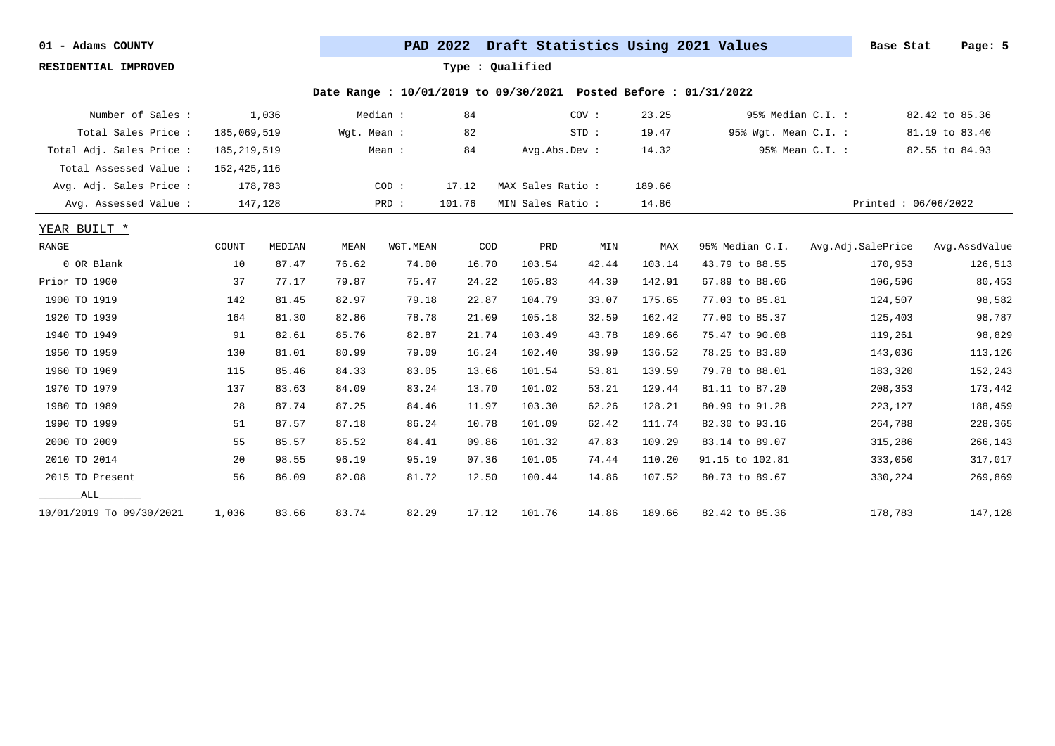01 - Adams COUNTY

**PAD 2022 Draft Statistics Using 2021 Values**

Base Stat

RESIDENTIAL IMPROVED

Type : Qualified

Date Range : 10/01/2019 to 09/30/2021 Posted Before : 01/31/2022

| | | | | | | | |
|---|---|---|---|---|---|---|---|
| Number of Sales : | 1,036 | Median : | 84 | COV : | 23.25 | 95% Median C.I. : | 82.42 to 85.36 |
| Total Sales Price : | 185,069,519 | Wgt. Mean : | 82 | STD : | 19.47 | 95% Wgt. Mean C.I. : | 81.19 to 83.40 |
| Total Adj. Sales Price : | 185,219,519 | Mean : | 84 | Avg.Abs.Dev : | 14.32 | 95% Mean C.I. : | 82.55 to 84.93 |
| Total Assessed Value : | 152,425,116 | | | | | | |
| Avg. Adj. Sales Price : | 178,783 | COD : | 17.12 | MAX Sales Ratio : | 189.66 | | |
| Avg. Assessed Value : | 147,128 | PRD : | 101.76 | MIN Sales Ratio : | 14.86 | | Printed : 06/06/2022 |

YEAR BUILT *

| RANGE | COUNT | MEDIAN | MEAN | WGT.MEAN | COD | PRD | MIN | MAX | 95% Median C.I. | Avg.Adj.SalePrice | Avg.AssdValue |
|---|---|---|---|---|---|---|---|---|---|---|---|
| 0 OR Blank | 10 | 87.47 | 76.62 | 74.00 | 16.70 | 103.54 | 42.44 | 103.14 | 43.79 to 88.55 | 170,953 | 126,513 |
| Prior TO 1900 | 37 | 77.17 | 79.87 | 75.47 | 24.22 | 105.83 | 44.39 | 142.91 | 67.89 to 88.06 | 106,596 | 80,453 |
| 1900 TO 1919 | 142 | 81.45 | 82.97 | 79.18 | 22.87 | 104.79 | 33.07 | 175.65 | 77.03 to 85.81 | 124,507 | 98,582 |
| 1920 TO 1939 | 164 | 81.30 | 82.86 | 78.78 | 21.09 | 105.18 | 32.59 | 162.42 | 77.00 to 85.37 | 125,403 | 98,787 |
| 1940 TO 1949 | 91 | 82.61 | 85.76 | 82.87 | 21.74 | 103.49 | 43.78 | 189.66 | 75.47 to 90.08 | 119,261 | 98,829 |
| 1950 TO 1959 | 130 | 81.01 | 80.99 | 79.09 | 16.24 | 102.40 | 39.99 | 136.52 | 78.25 to 83.80 | 143,036 | 113,126 |
| 1960 TO 1969 | 115 | 85.46 | 84.33 | 83.05 | 13.66 | 101.54 | 53.81 | 139.59 | 79.78 to 88.01 | 183,320 | 152,243 |
| 1970 TO 1979 | 137 | 83.63 | 84.09 | 83.24 | 13.70 | 101.02 | 53.21 | 129.44 | 81.11 to 87.20 | 208,353 | 173,442 |
| 1980 TO 1989 | 28 | 87.74 | 87.25 | 84.46 | 11.97 | 103.30 | 62.26 | 128.21 | 80.99 to 91.28 | 223,127 | 188,459 |
| 1990 TO 1999 | 51 | 87.57 | 87.18 | 86.24 | 10.78 | 101.09 | 62.42 | 111.74 | 82.30 to 93.16 | 264,788 | 228,365 |
| 2000 TO 2009 | 55 | 85.57 | 85.52 | 84.41 | 09.86 | 101.32 | 47.83 | 109.29 | 83.14 to 89.07 | 315,286 | 266,143 |
| 2010 TO 2014 | 20 | 98.55 | 96.19 | 95.19 | 07.36 | 101.05 | 74.44 | 110.20 | 91.15 to 102.81 | 333,050 | 317,017 |
| 2015 TO Present | 56 | 86.09 | 82.08 | 81.72 | 12.50 | 100.44 | 14.86 | 107.52 | 80.73 to 89.67 | 330,224 | 269,869 |
| _______ALL_______ | | | | | | | | | | | |
| 10/01/2019 To 09/30/2021 | 1,036 | 83.66 | 83.74 | 82.29 | 17.12 | 101.76 | 14.86 | 189.66 | 82.42 to 85.36 | 178,783 | 147,128 |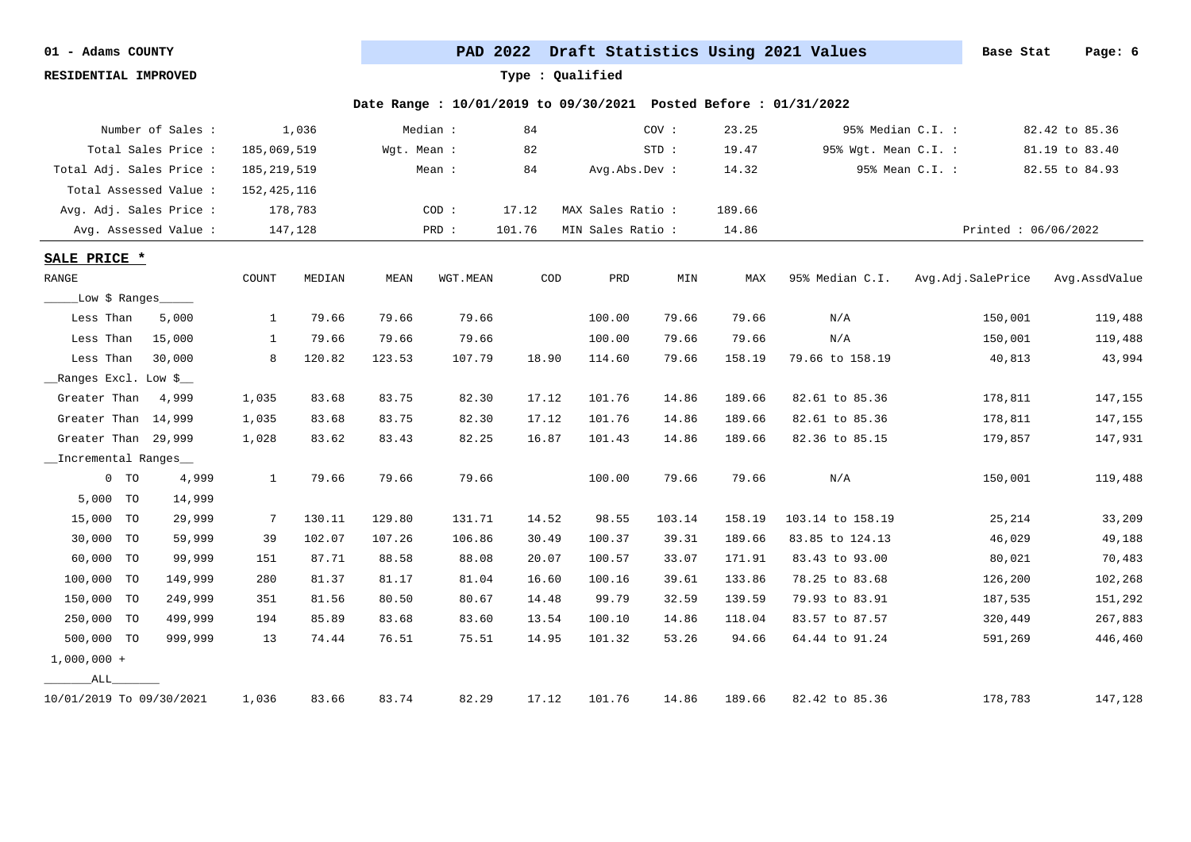01 - Adams COUNTY

RESIDENTIAL IMPROVED

**PAD 2022 Draft Statistics Using 2021 Values**

Type : Qualified

Date Range : 10/01/2019 to 09/30/2021 Posted Before : 01/31/2022

| | | | | | | | |
|---|---|---|---|---|---|---|---|
| Number of Sales : | 1,036 | Median : | 84 | COV : | 23.25 | 95% Median C.I. : | 82.42 to 85.36 |
| Total Sales Price : | 185,069,519 | Wgt. Mean : | 82 | STD : | 19.47 | 95% Wgt. Mean C.I. : | 81.19 to 83.40 |
| Total Adj. Sales Price : | 185,219,519 | Mean : | 84 | Avg.Abs.Dev : | 14.32 | 95% Mean C.I. : | 82.55 to 84.93 |
| Total Assessed Value : | 152,425,116 | | | | | | |
| Avg. Adj. Sales Price : | 178,783 | COD : | 17.12 | MAX Sales Ratio : | 189.66 | | |
| Avg. Assessed Value : | 147,128 | PRD : | 101.76 | MIN Sales Ratio : | 14.86 | | Printed : 06/06/2022 |

**SALE PRICE ***

| RANGE | COUNT | MEDIAN | MEAN | WGT.MEAN | COD | PRD | MIN | MAX | 95% Median C.I. | Avg.Adj.SalePrice | Avg.AssdValue |
|---|---|---|---|---|---|---|---|---|---|---|---|
| _____Low $ Ranges_____ | | | | | | | | | | | |
| Less Than 5,000 | 1 | 79.66 | 79.66 | 79.66 | | 100.00 | 79.66 | 79.66 | N/A | 150,001 | 119,488 |
| Less Than 15,000 | 1 | 79.66 | 79.66 | 79.66 | | 100.00 | 79.66 | 79.66 | N/A | 150,001 | 119,488 |
| Less Than 30,000 | 8 | 120.82 | 123.53 | 107.79 | 18.90 | 114.60 | 79.66 | 158.19 | 79.66 to 158.19 | 40,813 | 43,994 |
| __Ranges Excl. Low $__ | | | | | | | | | | | |
| Greater Than 4,999 | 1,035 | 83.68 | 83.75 | 82.30 | 17.12 | 101.76 | 14.86 | 189.66 | 82.61 to 85.36 | 178,811 | 147,155 |
| Greater Than 14,999 | 1,035 | 83.68 | 83.75 | 82.30 | 17.12 | 101.76 | 14.86 | 189.66 | 82.61 to 85.36 | 178,811 | 147,155 |
| Greater Than 29,999 | 1,028 | 83.62 | 83.43 | 82.25 | 16.87 | 101.43 | 14.86 | 189.66 | 82.36 to 85.15 | 179,857 | 147,931 |
| __Incremental Ranges__ | | | | | | | | | | | |
| 0 TO 4,999 | 1 | 79.66 | 79.66 | 79.66 | | 100.00 | 79.66 | 79.66 | N/A | 150,001 | 119,488 |
| 5,000 TO 14,999 | | | | | | | | | | | |
| 15,000 TO 29,999 | 7 | 130.11 | 129.80 | 131.71 | 14.52 | 98.55 | 103.14 | 158.19 | 103.14 to 158.19 | 25,214 | 33,209 |
| 30,000 TO 59,999 | 39 | 102.07 | 107.26 | 106.86 | 30.49 | 100.37 | 39.31 | 189.66 | 83.85 to 124.13 | 46,029 | 49,188 |
| 60,000 TO 99,999 | 151 | 87.71 | 88.58 | 88.08 | 20.07 | 100.57 | 33.07 | 171.91 | 83.43 to 93.00 | 80,021 | 70,483 |
| 100,000 TO 149,999 | 280 | 81.37 | 81.17 | 81.04 | 16.60 | 100.16 | 39.61 | 133.86 | 78.25 to 83.68 | 126,200 | 102,268 |
| 150,000 TO 249,999 | 351 | 81.56 | 80.50 | 80.67 | 14.48 | 99.79 | 32.59 | 139.59 | 79.93 to 83.91 | 187,535 | 151,292 |
| 250,000 TO 499,999 | 194 | 85.89 | 83.68 | 83.60 | 13.54 | 100.10 | 14.86 | 118.04 | 83.57 to 87.57 | 320,449 | 267,883 |
| 500,000 TO 999,999 | 13 | 74.44 | 76.51 | 75.51 | 14.95 | 101.32 | 53.26 | 94.66 | 64.44 to 91.24 | 591,269 | 446,460 |
| 1,000,000 + | | | | | | | | | | | |
| _______ALL_______ | | | | | | | | | | | |
| 10/01/2019 To 09/30/2021 | 1,036 | 83.66 | 83.74 | 82.29 | 17.12 | 101.76 | 14.86 | 189.66 | 82.42 to 85.36 | 178,783 | 147,128 |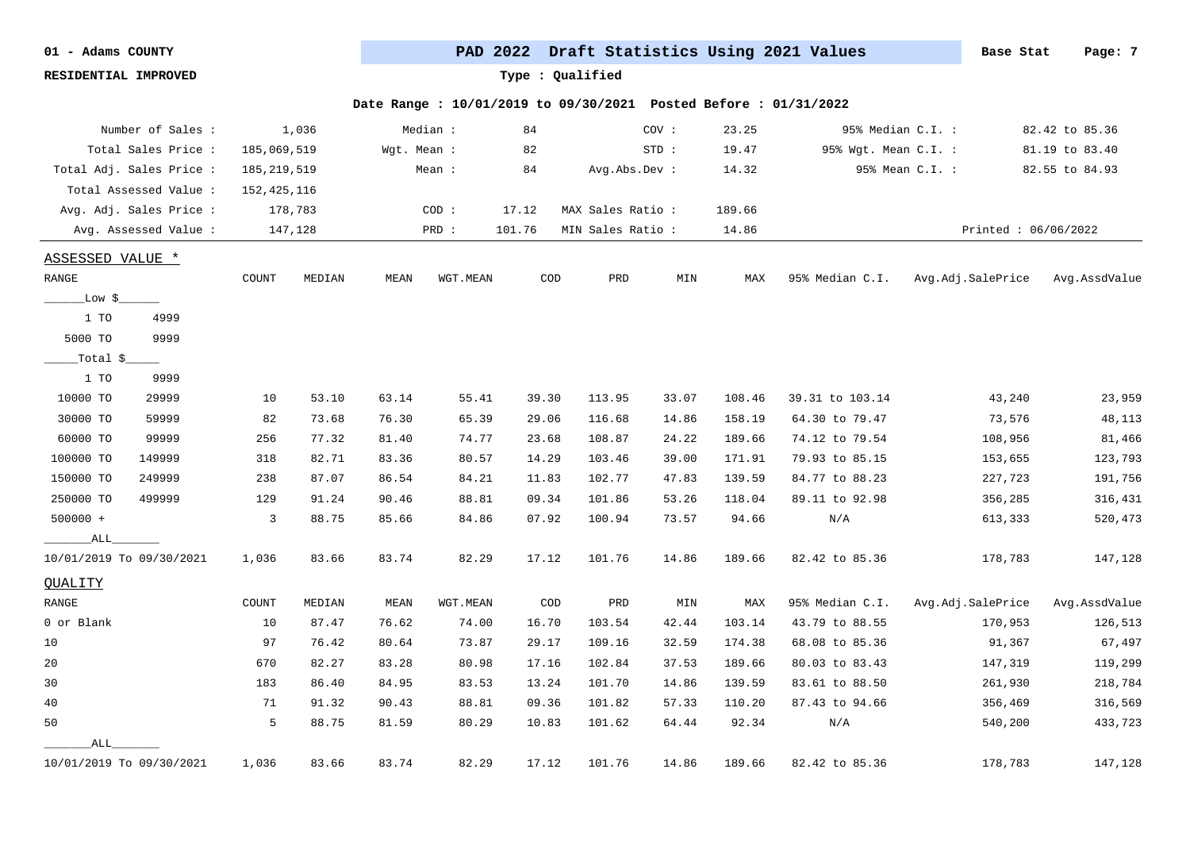**01 - Adams COUNTY**

**RESIDENTIAL IMPROVED**

## PAD 2022 Draft Statistics Using 2021 Values

**Base Stat**

**Type : Qualified**

**Date Range : 10/01/2019 to 09/30/2021 Posted Before : 01/31/2022**

| | | | | | | | |
|---|---|---|---|---|---|---|---|
| Number of Sales : | 1,036 | Median : | 84 | COV : | 23.25 | 95% Median C.I. : | 82.42 to 85.36 |
| Total Sales Price : | 185,069,519 | Wgt. Mean : | 82 | STD : | 19.47 | 95% Wgt. Mean C.I. : | 81.19 to 83.40 |
| Total Adj. Sales Price : | 185,219,519 | Mean : | 84 | Avg.Abs.Dev : | 14.32 | 95% Mean C.I. : | 82.55 to 84.93 |
| Total Assessed Value : | 152,425,116 | | | | | | |
| Avg. Adj. Sales Price : | 178,783 | COD : | 17.12 | MAX Sales Ratio : | 189.66 | | |
| Avg. Assessed Value : | 147,128 | PRD : | 101.76 | MIN Sales Ratio : | 14.86 | | Printed : 06/06/2022 |

### ASSESSED VALUE *

| RANGE | COUNT | MEDIAN | MEAN | WGT.MEAN | COD | PRD | MIN | MAX | 95% Median C.I. | Avg.Adj.SalePrice | Avg.AssdValue |
|---|---|---|---|---|---|---|---|---|---|---|---|
| \_\_\_\_\_\_Low $\_\_\_\_\_\_ | | | | | | | | | | | |
| 1 TO 4999 | | | | | | | | | | | |
| 5000 TO 9999 | | | | | | | | | | | |
| \_\_\_\_\_Total $\_\_\_\_\_ | | | | | | | | | | | |
| 1 TO 9999 | | | | | | | | | | | |
| 10000 TO 29999 | 10 | 53.10 | 63.14 | 55.41 | 39.30 | 113.95 | 33.07 | 108.46 | 39.31 to 103.14 | 43,240 | 23,959 |
| 30000 TO 59999 | 82 | 73.68 | 76.30 | 65.39 | 29.06 | 116.68 | 14.86 | 158.19 | 64.30 to 79.47 | 73,576 | 48,113 |
| 60000 TO 99999 | 256 | 77.32 | 81.40 | 74.77 | 23.68 | 108.87 | 24.22 | 189.66 | 74.12 to 79.54 | 108,956 | 81,466 |
| 100000 TO 149999 | 318 | 82.71 | 83.36 | 80.57 | 14.29 | 103.46 | 39.00 | 171.91 | 79.93 to 85.15 | 153,655 | 123,793 |
| 150000 TO 249999 | 238 | 87.07 | 86.54 | 84.21 | 11.83 | 102.77 | 47.83 | 139.59 | 84.77 to 88.23 | 227,723 | 191,756 |
| 250000 TO 499999 | 129 | 91.24 | 90.46 | 88.81 | 09.34 | 101.86 | 53.26 | 118.04 | 89.11 to 92.98 | 356,285 | 316,431 |
| 500000 + | 3 | 88.75 | 85.66 | 84.86 | 07.92 | 100.94 | 73.57 | 94.66 | N/A | 613,333 | 520,473 |
| \_\_\_\_\_\_\_ALL\_\_\_\_\_\_\_ | | | | | | | | | | | |
| 10/01/2019 To 09/30/2021 | 1,036 | 83.66 | 83.74 | 82.29 | 17.12 | 101.76 | 14.86 | 189.66 | 82.42 to 85.36 | 178,783 | 147,128 |

### QUALITY

| RANGE | COUNT | MEDIAN | MEAN | WGT.MEAN | COD | PRD | MIN | MAX | 95% Median C.I. | Avg.Adj.SalePrice | Avg.AssdValue |
|---|---|---|---|---|---|---|---|---|---|---|---|
| 0 or Blank | 10 | 87.47 | 76.62 | 74.00 | 16.70 | 103.54 | 42.44 | 103.14 | 43.79 to 88.55 | 170,953 | 126,513 |
| 10 | 97 | 76.42 | 80.64 | 73.87 | 29.17 | 109.16 | 32.59 | 174.38 | 68.08 to 85.36 | 91,367 | 67,497 |
| 20 | 670 | 82.27 | 83.28 | 80.98 | 17.16 | 102.84 | 37.53 | 189.66 | 80.03 to 83.43 | 147,319 | 119,299 |
| 30 | 183 | 86.40 | 84.95 | 83.53 | 13.24 | 101.70 | 14.86 | 139.59 | 83.61 to 88.50 | 261,930 | 218,784 |
| 40 | 71 | 91.32 | 90.43 | 88.81 | 09.36 | 101.82 | 57.33 | 110.20 | 87.43 to 94.66 | 356,469 | 316,569 |
| 50 | 5 | 88.75 | 81.59 | 80.29 | 10.83 | 101.62 | 64.44 | 92.34 | N/A | 540,200 | 433,723 |
| \_\_\_\_\_\_\_ALL\_\_\_\_\_\_\_ | | | | | | | | | | | |
| 10/01/2019 To 09/30/2021 | 1,036 | 83.66 | 83.74 | 82.29 | 17.12 | 101.76 | 14.86 | 189.66 | 82.42 to 85.36 | 178,783 | 147,128 |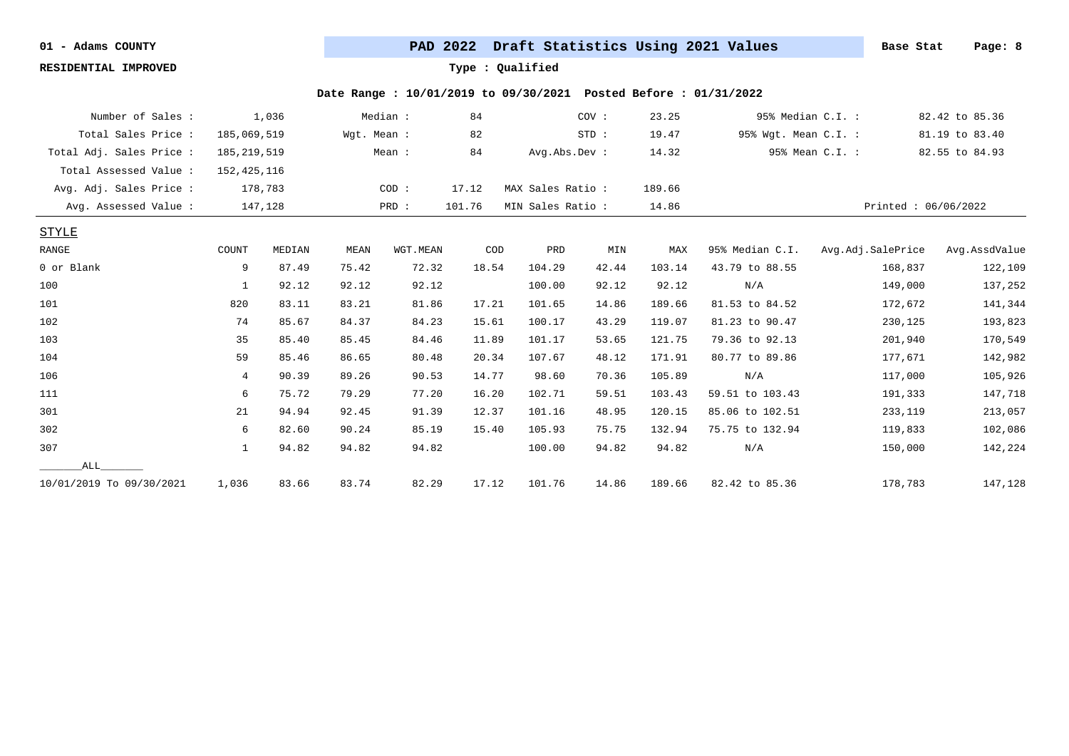01 - Adams COUNTY

RESIDENTIAL IMPROVED

## PAD 2022 Draft Statistics Using 2021 Values

Base Stat

Type : Qualified

Date Range : 10/01/2019 to 09/30/2021 Posted Before : 01/31/2022

| | | | | | | | |
|---|---|---|---|---|---|---|---|
| Number of Sales : | 1,036 | Median : | 84 | COV : | 23.25 | 95% Median C.I. : | 82.42 to 85.36 |
| Total Sales Price : | 185,069,519 | Wgt. Mean : | 82 | STD : | 19.47 | 95% Wgt. Mean C.I. : | 81.19 to 83.40 |
| Total Adj. Sales Price : | 185,219,519 | Mean : | 84 | Avg.Abs.Dev : | 14.32 | 95% Mean C.I. : | 82.55 to 84.93 |
| Total Assessed Value : | 152,425,116 | | | | | | |
| Avg. Adj. Sales Price : | 178,783 | COD : | 17.12 | MAX Sales Ratio : | 189.66 | | |
| Avg. Assessed Value : | 147,128 | PRD : | 101.76 | MIN Sales Ratio : | 14.86 | | Printed : 06/06/2022 |

STYLE

| RANGE | COUNT | MEDIAN | MEAN | WGT.MEAN | COD | PRD | MIN | MAX | 95% Median C.I. | Avg.Adj.SalePrice | Avg.AssdValue |
|---|---|---|---|---|---|---|---|---|---|---|---|
| 0 or Blank | 9 | 87.49 | 75.42 | 72.32 | 18.54 | 104.29 | 42.44 | 103.14 | 43.79 to 88.55 | 168,837 | 122,109 |
| 100 | 1 | 92.12 | 92.12 | 92.12 | | 100.00 | 92.12 | 92.12 | N/A | 149,000 | 137,252 |
| 101 | 820 | 83.11 | 83.21 | 81.86 | 17.21 | 101.65 | 14.86 | 189.66 | 81.53 to 84.52 | 172,672 | 141,344 |
| 102 | 74 | 85.67 | 84.37 | 84.23 | 15.61 | 100.17 | 43.29 | 119.07 | 81.23 to 90.47 | 230,125 | 193,823 |
| 103 | 35 | 85.40 | 85.45 | 84.46 | 11.89 | 101.17 | 53.65 | 121.75 | 79.36 to 92.13 | 201,940 | 170,549 |
| 104 | 59 | 85.46 | 86.65 | 80.48 | 20.34 | 107.67 | 48.12 | 171.91 | 80.77 to 89.86 | 177,671 | 142,982 |
| 106 | 4 | 90.39 | 89.26 | 90.53 | 14.77 | 98.60 | 70.36 | 105.89 | N/A | 117,000 | 105,926 |
| 111 | 6 | 75.72 | 79.29 | 77.20 | 16.20 | 102.71 | 59.51 | 103.43 | 59.51 to 103.43 | 191,333 | 147,718 |
| 301 | 21 | 94.94 | 92.45 | 91.39 | 12.37 | 101.16 | 48.95 | 120.15 | 85.06 to 102.51 | 233,119 | 213,057 |
| 302 | 6 | 82.60 | 90.24 | 85.19 | 15.40 | 105.93 | 75.75 | 132.94 | 75.75 to 132.94 | 119,833 | 102,086 |
| 307 | 1 | 94.82 | 94.82 | 94.82 | | 100.00 | 94.82 | 94.82 | N/A | 150,000 | 142,224 |
| ALL | | | | | | | | | | | |
| 10/01/2019 To 09/30/2021 | 1,036 | 83.66 | 83.74 | 82.29 | 17.12 | 101.76 | 14.86 | 189.66 | 82.42 to 85.36 | 178,783 | 147,128 |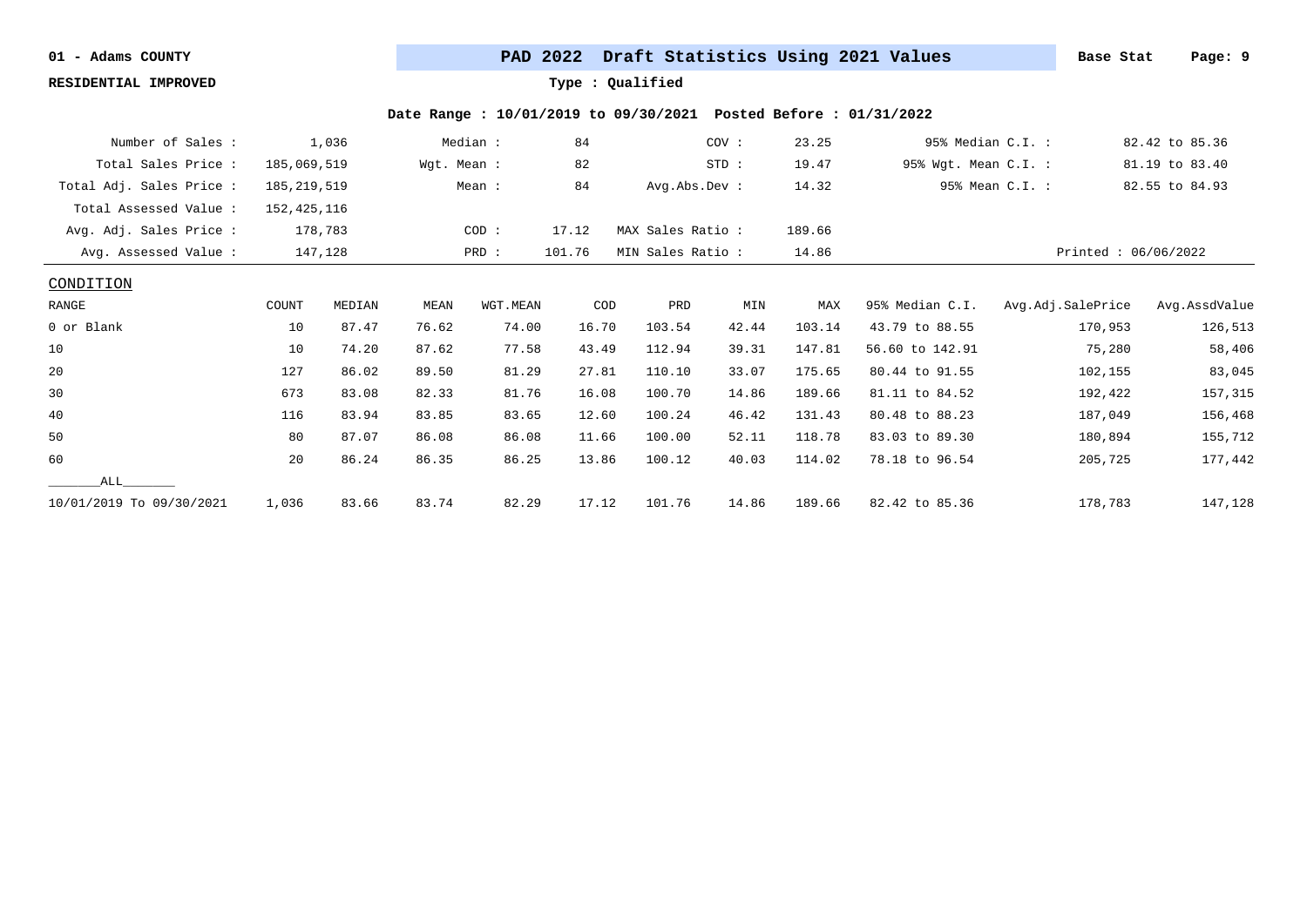01 - Adams COUNTY

**PAD 2022 Draft Statistics Using 2021 Values**

Base Stat

RESIDENTIAL IMPROVED

Type : Qualified

Date Range : 10/01/2019 to 09/30/2021 Posted Before : 01/31/2022

| | | | | | | | |
|---|---|---|---|---|---|---|---|
| Number of Sales : | 1,036 | Median : | 84 | COV : | 23.25 | 95% Median C.I. : | 82.42 to 85.36 |
| Total Sales Price : | 185,069,519 | Wgt. Mean : | 82 | STD : | 19.47 | 95% Wgt. Mean C.I. : | 81.19 to 83.40 |
| Total Adj. Sales Price : | 185,219,519 | Mean : | 84 | Avg.Abs.Dev : | 14.32 | 95% Mean C.I. : | 82.55 to 84.93 |
| Total Assessed Value : | 152,425,116 | | | | | | |
| Avg. Adj. Sales Price : | 178,783 | COD : | 17.12 | MAX Sales Ratio : | 189.66 | | |
| Avg. Assessed Value : | 147,128 | PRD : | 101.76 | MIN Sales Ratio : | 14.86 | | Printed : 06/06/2022 |

CONDITION

| RANGE | COUNT | MEDIAN | MEAN | WGT.MEAN | COD | PRD | MIN | MAX | 95% Median C.I. | Avg.Adj.SalePrice | Avg.AssdValue |
|---|---|---|---|---|---|---|---|---|---|---|---|
| 0 or Blank | 10 | 87.47 | 76.62 | 74.00 | 16.70 | 103.54 | 42.44 | 103.14 | 43.79 to 88.55 | 170,953 | 126,513 |
| 10 | 10 | 74.20 | 87.62 | 77.58 | 43.49 | 112.94 | 39.31 | 147.81 | 56.60 to 142.91 | 75,280 | 58,406 |
| 20 | 127 | 86.02 | 89.50 | 81.29 | 27.81 | 110.10 | 33.07 | 175.65 | 80.44 to 91.55 | 102,155 | 83,045 |
| 30 | 673 | 83.08 | 82.33 | 81.76 | 16.08 | 100.70 | 14.86 | 189.66 | 81.11 to 84.52 | 192,422 | 157,315 |
| 40 | 116 | 83.94 | 83.85 | 83.65 | 12.60 | 100.24 | 46.42 | 131.43 | 80.48 to 88.23 | 187,049 | 156,468 |
| 50 | 80 | 87.07 | 86.08 | 86.08 | 11.66 | 100.00 | 52.11 | 118.78 | 83.03 to 89.30 | 180,894 | 155,712 |
| 60 | 20 | 86.24 | 86.35 | 86.25 | 13.86 | 100.12 | 40.03 | 114.02 | 78.18 to 96.54 | 205,725 | 177,442 |
| _______ALL_______ | | | | | | | | | | | |
| 10/01/2019 To 09/30/2021 | 1,036 | 83.66 | 83.74 | 82.29 | 17.12 | 101.76 | 14.86 | 189.66 | 82.42 to 85.36 | 178,783 | 147,128 |